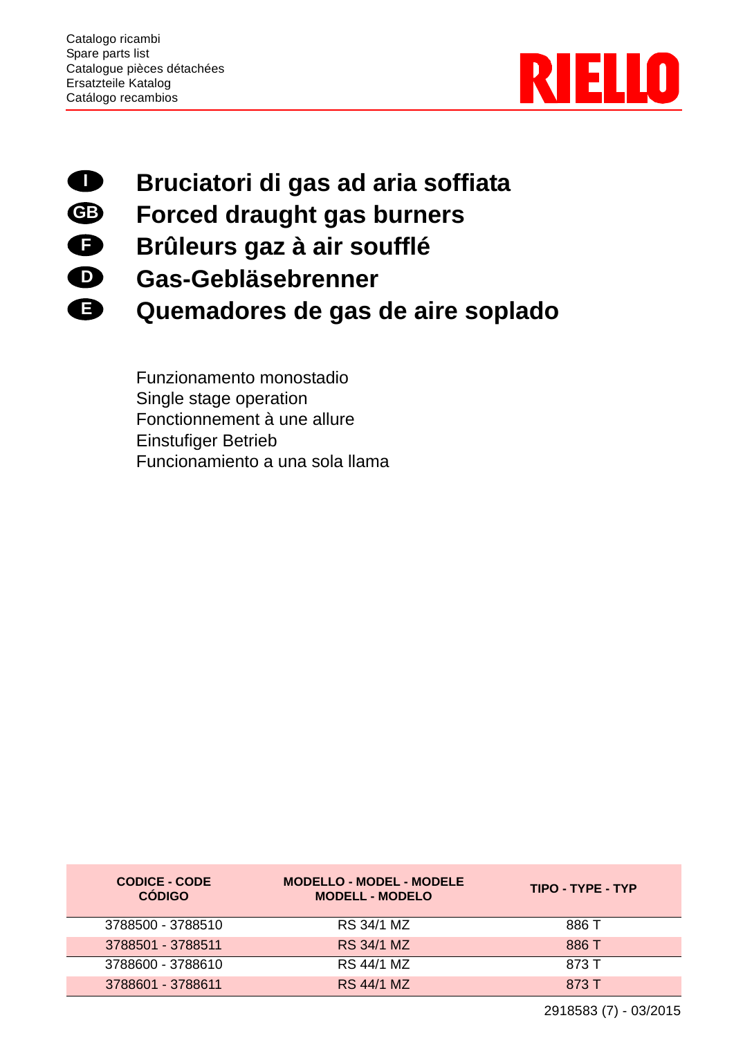Catalogo ricambi
Spare parts list
Catalogue pièces détachées
Ersatzteile Katalog
Catálogo recambios

RIELLO

# I Bruciatori di gas ad aria soffiata
# GB Forced draught gas burners
# F Brûleurs gaz à air soufflé
# D Gas-Gebläsebrenner
# E Quemadores de gas de aire soplado

Funzionamento monostadio
Single stage operation
Fonctionnement à une allure
Einstufiger Betrieb
Funcionamiento a una sola llama

| CODICE - CODE CÓDIGO | MODELLO - MODEL - MODELE MODELL - MODELO | TIPO - TYPE - TYP |
|---|---|---|
| 3788500 - 3788510 | RS 34/1 MZ | 886 T |
| 3788501 - 3788511 | RS 34/1 MZ | 886 T |
| 3788600 - 3788610 | RS 44/1 MZ | 873 T |
| 3788601 - 3788611 | RS 44/1 MZ | 873 T |

2918583 (7) - 03/2015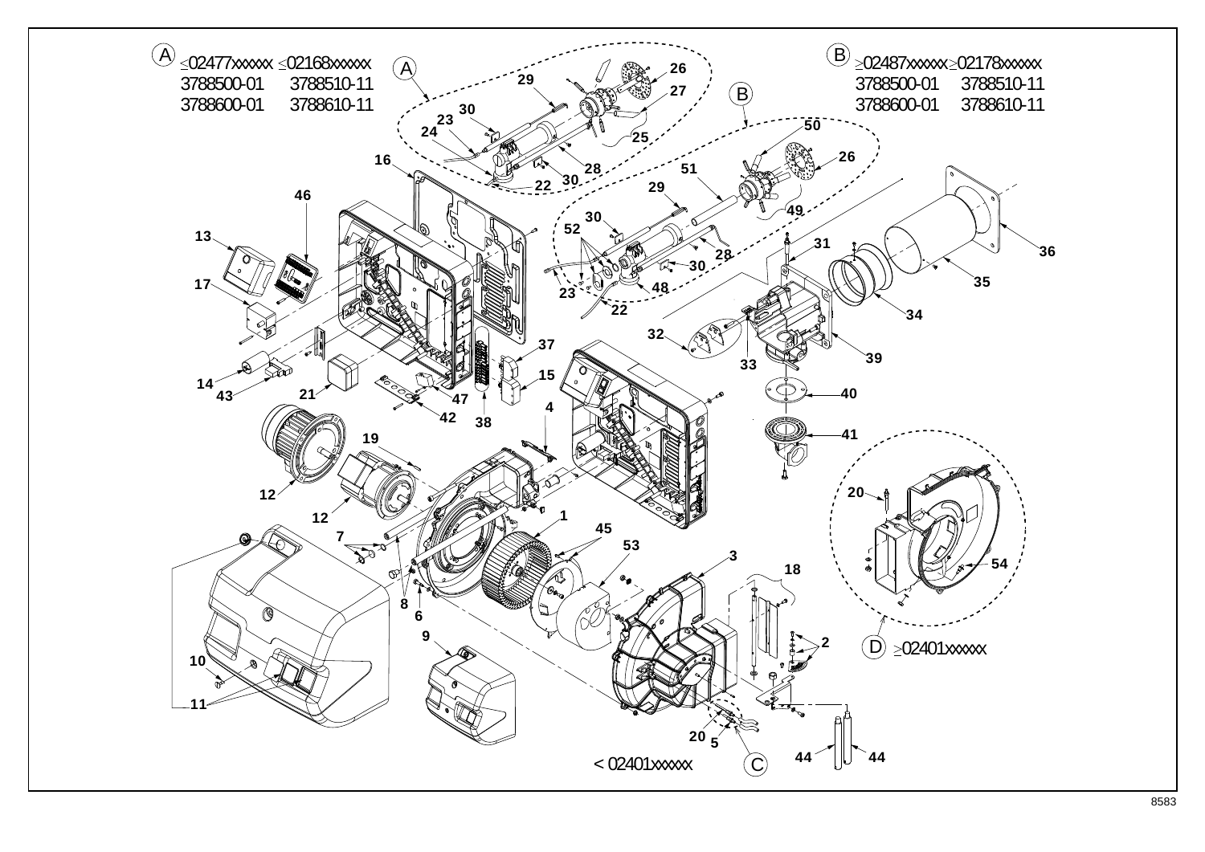A ≤02477xxxxxx ≤02168xxxxxx
3788500-01 3788510-11
3788600-01 3788610-11

B ≥02487xxxxxx ≥02178xxxxxx
3788500-01 3788510-11
3788600-01 3788610-11

D ≥02401xxxxxx

C < 02401xxxxxx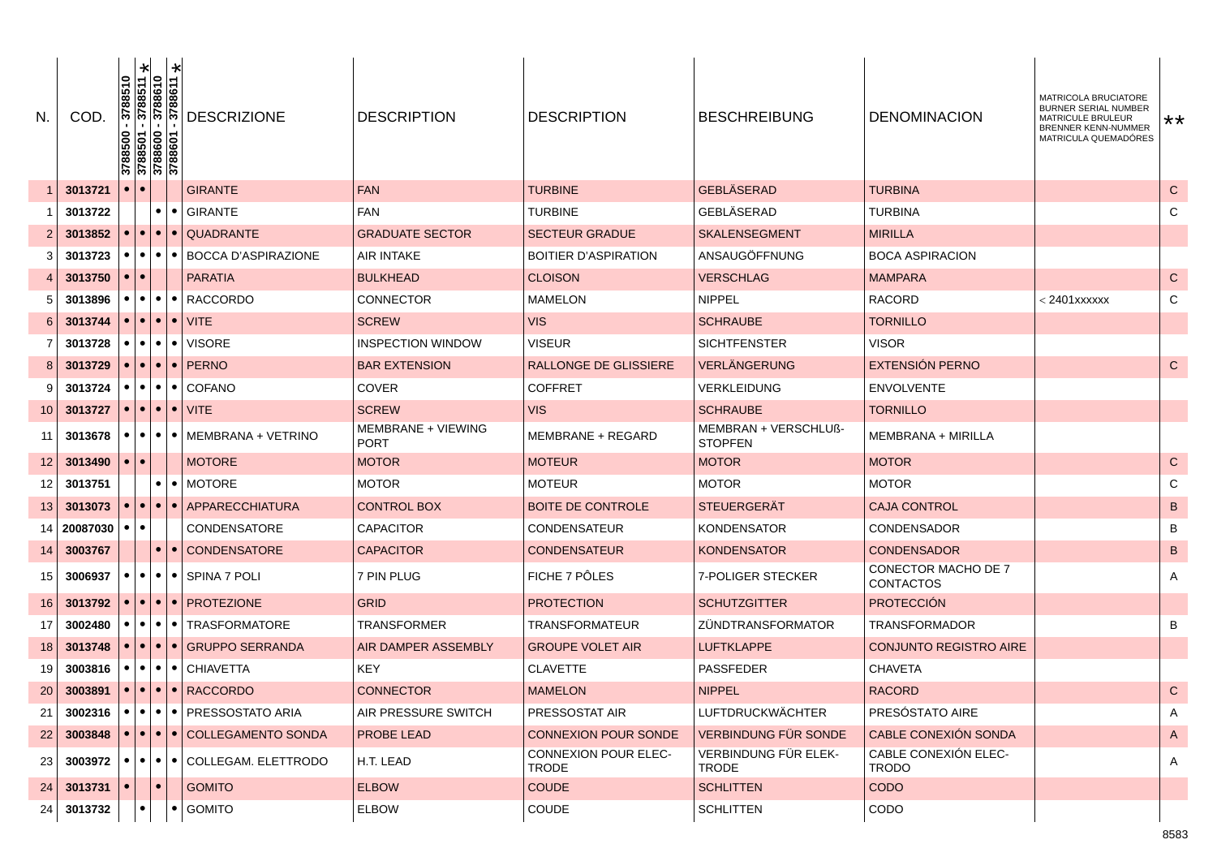| N. | COD. | 3788500 - 3788510 | 3788501 - 3788511 * | 3788600 - 3788610 | 3788601 - 3788611 * | DESCRIZIONE | DESCRIPTION | DESCRIPTION | BESCHREIBUNG | DENOMINACION | MATRICOLA BRUCIATORE BURNER SERIAL NUMBER MATRICULE BRULEUR BRENNER KENN-NUMMER MATRICULA QUEMADORES | ** |
|---|---|---|---|---|---|---|---|---|---|---|---|---|
| 1 | **3013721** | • | • | | | GIRANTE | FAN | TURBINE | GEBLÄSERAD | TURBINA | | C |
| 1 | **3013722** | | | • | • | GIRANTE | FAN | TURBINE | GEBLÄSERAD | TURBINA | | C |
| 2 | **3013852** | • | • | • | • | QUADRANTE | GRADUATE SECTOR | SECTEUR GRADUE | SKALENSEGMENT | MIRILLA | | |
| 3 | **3013723** | • | • | • | • | BOCCA D'ASPIRAZIONE | AIR INTAKE | BOITIER D'ASPIRATION | ANSAUGÖFFNUNG | BOCA ASPIRACION | | |
| 4 | **3013750** | • | • | | | PARATIA | BULKHEAD | CLOISON | VERSCHLAG | MAMPARA | | C |
| 5 | **3013896** | • | • | • | • | RACCORDO | CONNECTOR | MAMELON | NIPPEL | RACORD | < 2401xxxxxx | C |
| 6 | **3013744** | • | • | • | • | VITE | SCREW | VIS | SCHRAUBE | TORNILLO | | |
| 7 | **3013728** | • | • | • | • | VISORE | INSPECTION WINDOW | VISEUR | SICHTFENSTER | VISOR | | |
| 8 | **3013729** | • | • | • | • | PERNO | BAR EXTENSION | RALLONGE DE GLISSIERE | VERLÄNGERUNG | EXTENSIÓN PERNO | | C |
| 9 | **3013724** | • | • | • | • | COFANO | COVER | COFFRET | VERKLEIDUNG | ENVOLVENTE | | |
| 10 | **3013727** | • | • | • | • | VITE | SCREW | VIS | SCHRAUBE | TORNILLO | | |
| 11 | **3013678** | • | • | • | • | MEMBRANA + VETRINO | MEMBRANE + VIEWING PORT | MEMBRANE + REGARD | MEMBRAN + VERSCHLUß-STOPFEN | MEMBRANA + MIRILLA | | |
| 12 | **3013490** | • | • | | | MOTORE | MOTOR | MOTEUR | MOTOR | MOTOR | | C |
| 12 | **3013751** | | | • | • | MOTORE | MOTOR | MOTEUR | MOTOR | MOTOR | | C |
| 13 | **3013073** | • | • | • | • | APPARECCHIATURA | CONTROL BOX | BOITE DE CONTROLE | STEUERGERÄT | CAJA CONTROL | | B |
| 14 | **20087030** | • | • | | | CONDENSATORE | CAPACITOR | CONDENSATEUR | KONDENSATOR | CONDENSADOR | | B |
| 14 | **3003767** | | | • | • | CONDENSATORE | CAPACITOR | CONDENSATEUR | KONDENSATOR | CONDENSADOR | | B |
| 15 | **3006937** | • | • | • | • | SPINA 7 POLI | 7 PIN PLUG | FICHE 7 PÔLES | 7-POLIGER STECKER | CONECTOR MACHO DE 7 CONTACTOS | | A |
| 16 | **3013792** | • | • | • | • | PROTEZIONE | GRID | PROTECTION | SCHUTZGITTER | PROTECCIÓN | | |
| 17 | **3002480** | • | • | • | • | TRASFORMATORE | TRANSFORMER | TRANSFORMATEUR | ZÜNDTRANSFORMATOR | TRANSFORMADOR | | B |
| 18 | **3013748** | • | • | • | • | GRUPPO SERRANDA | AIR DAMPER ASSEMBLY | GROUPE VOLET AIR | LUFTKLAPPE | CONJUNTO REGISTRO AIRE | | |
| 19 | **3003816** | • | • | • | • | CHIAVETTA | KEY | CLAVETTE | PASSFEDER | CHAVETA | | |
| 20 | **3003891** | • | • | • | • | RACCORDO | CONNECTOR | MAMELON | NIPPEL | RACORD | | C |
| 21 | **3002316** | • | • | • | • | PRESSOSTATO ARIA | AIR PRESSURE SWITCH | PRESSOSTAT AIR | LUFTDRUCKWÄCHTER | PRESÓSTATO AIRE | | A |
| 22 | **3003848** | • | • | • | • | COLLEGAMENTO SONDA | PROBE LEAD | CONNEXION POUR SONDE | VERBINDUNG FÜR SONDE | CABLE CONEXIÓN SONDA | | A |
| 23 | **3003972** | • | • | • | • | COLLEGAM. ELETTRODO | H.T. LEAD | CONNEXION POUR ELEC-TRODE | VERBINDUNG FÜR ELEK-TRODE | CABLE CONEXIÓN ELEC-TRODO | | A |
| 24 | **3013731** | • | | • | | GOMITO | ELBOW | COUDE | SCHLITTEN | CODO | | |
| 24 | **3013732** | | • | | • | GOMITO | ELBOW | COUDE | SCHLITTEN | CODO | | |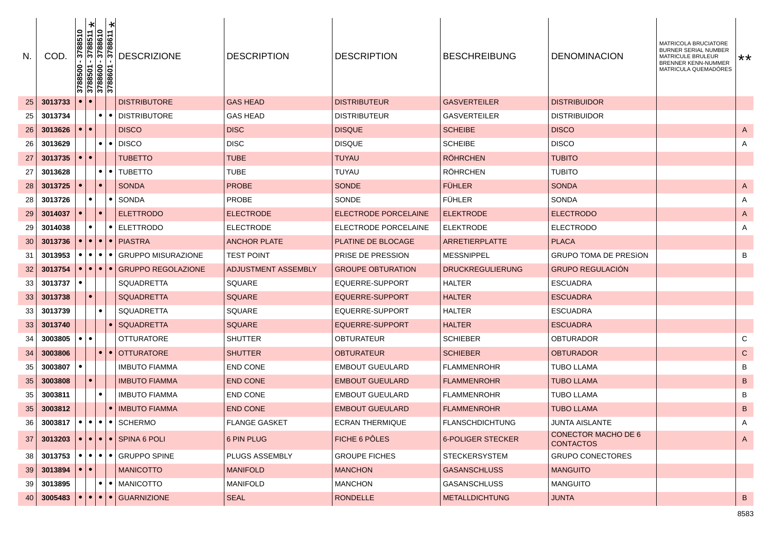| N. | COD. | 3788500 - 3788510 | 3788501 - 3788511 * | 3788600 - 3788610 | 3788601 - 3788611 * | DESCRIZIONE | DESCRIPTION | DESCRIPTION | BESCHREIBUNG | DENOMINACION | MATRICOLA BRUCIATORE BURNER SERIAL NUMBER MATRICULE BRULEUR BRENNER KENN-NUMMER MATRICULA QUEMADÓRES | ** |
|---|---|---|---|---|---|---|---|---|---|---|---|---|
| 25 | 3013733 | • | • | | | DISTRIBUTORE | GAS HEAD | DISTRIBUTEUR | GASVERTEILER | DISTRIBUIDOR | | |
| 25 | 3013734 | | | • | • | DISTRIBUTORE | GAS HEAD | DISTRIBUTEUR | GASVERTEILER | DISTRIBUIDOR | | |
| 26 | 3013626 | • | • | | | DISCO | DISC | DISQUE | SCHEIBE | DISCO | | A |
| 26 | 3013629 | | | • | • | DISCO | DISC | DISQUE | SCHEIBE | DISCO | | A |
| 27 | 3013735 | • | • | | | TUBETTO | TUBE | TUYAU | RÖHRCHEN | TUBITO | | |
| 27 | 3013628 | | | • | • | TUBETTO | TUBE | TUYAU | RÖHRCHEN | TUBITO | | |
| 28 | 3013725 | • | | • | | SONDA | PROBE | SONDE | FÜHLER | SONDA | | A |
| 28 | 3013726 | | • | | • | SONDA | PROBE | SONDE | FÜHLER | SONDA | | A |
| 29 | 3014037 | • | | • | | ELETTRODO | ELECTRODE | ELECTRODE PORCELAINE | ELEKTRODE | ELECTRODO | | A |
| 29 | 3014038 | | • | | • | ELETTRODO | ELECTRODE | ELECTRODE PORCELAINE | ELEKTRODE | ELECTRODO | | A |
| 30 | 3013736 | • | • | • | • | PIASTRA | ANCHOR PLATE | PLATINE DE BLOCAGE | ARRETIERPLATTE | PLACA | | |
| 31 | 3013953 | • | • | • | • | GRUPPO MISURAZIONE | TEST POINT | PRISE DE PRESSION | MESSNIPPEL | GRUPO TOMA DE PRESìON | | B |
| 32 | 3013754 | • | • | • | • | GRUPPO REGOLAZIONE | ADJUSTMENT ASSEMBLY | GROUPE OBTURATION | DRUCKREGULIERUNG | GRUPO REGULACIÓN | | |
| 33 | 3013737 | • | | | | SQUADRETTA | SQUARE | EQUERRE-SUPPORT | HALTER | ESCUADRA | | |
| 33 | 3013738 | | • | | | SQUADRETTA | SQUARE | EQUERRE-SUPPORT | HALTER | ESCUADRA | | |
| 33 | 3013739 | | | • | | SQUADRETTA | SQUARE | EQUERRE-SUPPORT | HALTER | ESCUADRA | | |
| 33 | 3013740 | | | | • | SQUADRETTA | SQUARE | EQUERRE-SUPPORT | HALTER | ESCUADRA | | |
| 34 | 3003805 | • | • | | | OTTURATORE | SHUTTER | OBTURATEUR | SCHIEBER | OBTURADOR | | C |
| 34 | 3003806 | | | • | • | OTTURATORE | SHUTTER | OBTURATEUR | SCHIEBER | OBTURADOR | | C |
| 35 | 3003807 | • | | | | IMBUTO FIAMMA | END CONE | EMBOUT GUEULARD | FLAMMENROHR | TUBO LLAMA | | B |
| 35 | 3003808 | | • | | | IMBUTO FIAMMA | END CONE | EMBOUT GUEULARD | FLAMMENROHR | TUBO LLAMA | | B |
| 35 | 3003811 | | | • | | IMBUTO FIAMMA | END CONE | EMBOUT GUEULARD | FLAMMENROHR | TUBO LLAMA | | B |
| 35 | 3003812 | | | | • | IMBUTO FIAMMA | END CONE | EMBOUT GUEULARD | FLAMMENROHR | TUBO LLAMA | | B |
| 36 | 3003817 | • | • | • | • | SCHERMO | FLANGE GASKET | ECRAN THERMIQUE | FLANSCHDICHTUNG | JUNTA AISLANTE | | A |
| 37 | 3013203 | • | • | • | • | SPINA 6 POLI | 6 PIN PLUG | FICHE 6 PÔLES | 6-POLIGER STECKER | CONECTOR MACHO DE 6 CONTACTOS | | A |
| 38 | 3013753 | • | • | • | • | GRUPPO SPINE | PLUGS ASSEMBLY | GROUPE FICHES | STECKERSYSTEM | GRUPO CONECTORES | | |
| 39 | 3013894 | • | • | | | MANICOTTO | MANIFOLD | MANCHON | GASANSCHLUSS | MANGUITO | | |
| 39 | 3013895 | | | • | • | MANICOTTO | MANIFOLD | MANCHON | GASANSCHLUSS | MANGUITO | | |
| 40 | 3005483 | • | • | • | • | GUARNIZIONE | SEAL | RONDELLE | METALLDICHTUNG | JUNTA | | B |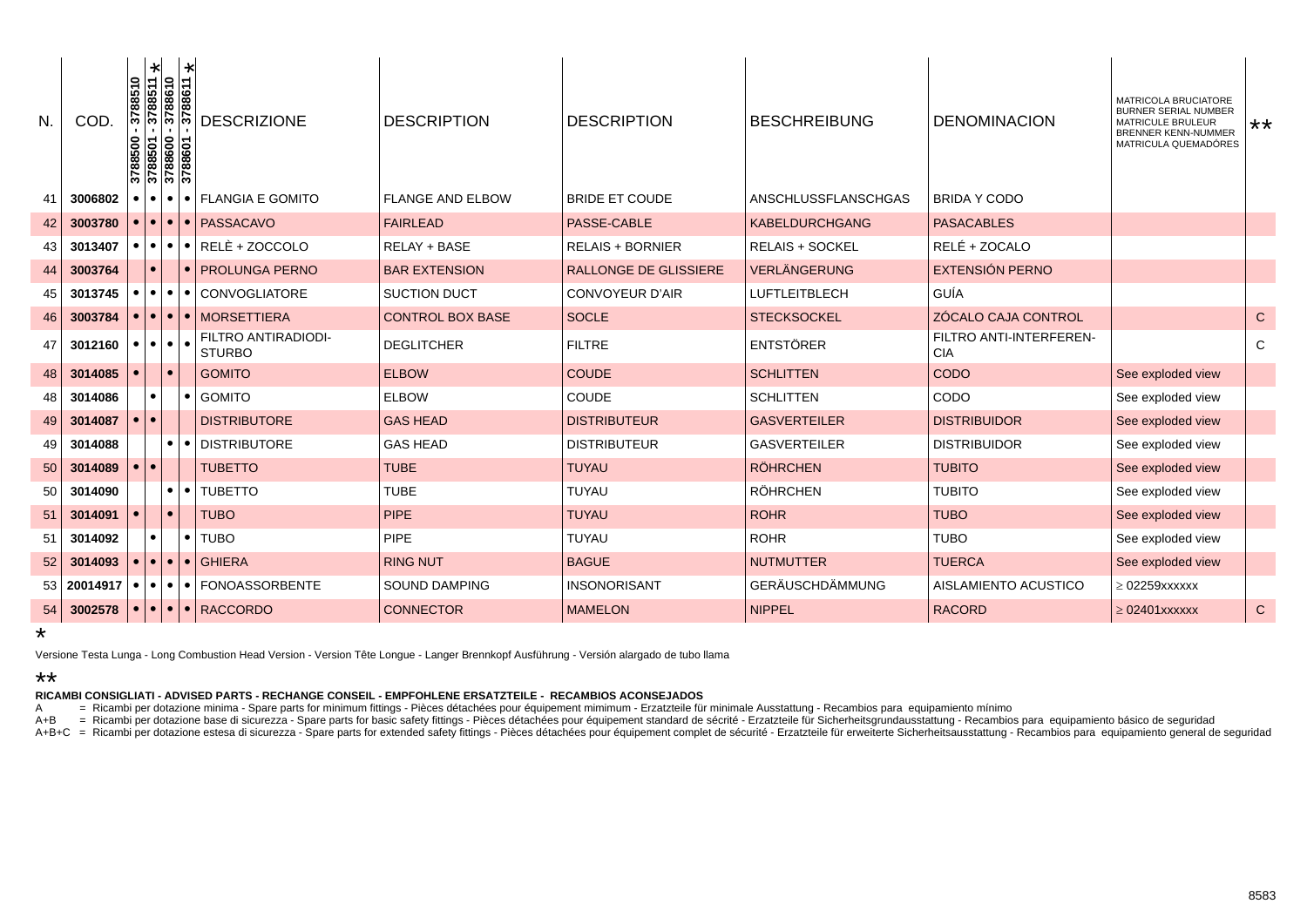| N. | COD. | 3788500 - 3788510 | 3788501 - 3788511 * | 3788600 - 3788610 | 3788601 - 3788611 * | DESCRIZIONE | DESCRIPTION | DESCRIPTION | BESCHREIBUNG | DENOMINACION | MATRICOLA BRUCIATORE BURNER SERIAL NUMBER MATRICULE BRULEUR BRENNER KENN-NUMMER MATRICULA QUEMADÓRES | ** |
|---|---|---|---|---|---|---|---|---|---|---|---|---|
| 41 | **3006802** | • | • | • | • | FLANGIA E GOMITO | FLANGE AND ELBOW | BRIDE ET COUDE | ANSCHLUSSFLANSCHGAS | BRIDA Y CODO | | |
| 42 | **3003780** | • | • | • | • | PASSACAVO | FAIRLEAD | PASSE-CABLE | KABELDURCHGANG | PASACABLES | | |
| 43 | **3013407** | • | • | • | • | RELÈ + ZOCCOLO | RELAY + BASE | RELAIS + BORNIER | RELAIS + SOCKEL | RELÉ + ZOCALO | | |
| 44 | **3003764** | | • | | • | PROLUNGA PERNO | BAR EXTENSION | RALLONGE DE GLISSIERE | VERLÄNGERUNG | EXTENSIÓN PERNO | | |
| 45 | **3013745** | • | • | • | • | CONVOGLIATORE | SUCTION DUCT | CONVOYEUR D'AIR | LUFTLEITBLECH | GUÍA | | |
| 46 | **3003784** | • | • | • | • | MORSETTIERA | CONTROL BOX BASE | SOCLE | STECKSOCKEL | ZÓCALO CAJA CONTROL | | C |
| 47 | **3012160** | • | • | • | • | FILTRO ANTIRADIODI-STURBO | DEGLITCHER | FILTRE | ENTSTÖRER | FILTRO ANTI-INTERFEREN-CIA | | C |
| 48 | **3014085** | • | | • | | GOMITO | ELBOW | COUDE | SCHLITTEN | CODO | See exploded view | |
| 48 | **3014086** | | • | | • | GOMITO | ELBOW | COUDE | SCHLITTEN | CODO | See exploded view | |
| 49 | **3014087** | • | • | | | DISTRIBUTORE | GAS HEAD | DISTRIBUTEUR | GASVERTEILER | DISTRIBUIDOR | See exploded view | |
| 49 | **3014088** | | | • | • | DISTRIBUTORE | GAS HEAD | DISTRIBUTEUR | GASVERTEILER | DISTRIBUIDOR | See exploded view | |
| 50 | **3014089** | • | • | | | TUBETTO | TUBE | TUYAU | RÖHRCHEN | TUBITO | See exploded view | |
| 50 | **3014090** | | | • | • | TUBETTO | TUBE | TUYAU | RÖHRCHEN | TUBITO | See exploded view | |
| 51 | **3014091** | • | | • | | TUBO | PIPE | TUYAU | ROHR | TUBO | See exploded view | |
| 51 | **3014092** | | • | | • | TUBO | PIPE | TUYAU | ROHR | TUBO | See exploded view | |
| 52 | **3014093** | • | • | • | • | GHIERA | RING NUT | BAGUE | NUTMUTTER | TUERCA | See exploded view | |
| 53 | **20014917** | • | • | • | • | FONOASSORBENTE | SOUND DAMPING | INSONORISANT | GERÄUSCHDÄMMUNG | AISLAMIENTO ACUSTICO | ≥ 02259xxxxxx | |
| 54 | **3002578** | • | • | • | • | RACCORDO | CONNECTOR | MAMELON | NIPPEL | RACORD | ≥ 02401xxxxxx | C |

*

Versione Testa Lunga - Long Combustion Head Version - Version Tête Longue - Langer Brennkopf Ausführung - Versión alargado de tubo llama

**

**RICAMBI CONSIGLIATI - ADVISED PARTS - RECHANGE CONSEIL - EMPFOHLENE ERSATZTEILE - RECAMBIOS ACONSEJADOS**

A = Ricambi per dotazione minima - Spare parts for minimum fittings - Pièces détachées pour équipement mimimum - Erzatzteile für minimale Ausstattung - Recambios para equipamiento mínimo

A+B = Ricambi per dotazione base di sicurezza - Spare parts for basic safety fittings - Pièces détachées pour équipement standard de sécrité - Erzatzteile für Sicherheitsgrundausstattung - Recambios para equipamiento básico de seguridad

A+B+C = Ricambi per dotazione estesa di sicurezza - Spare parts for extended safety fittings - Pièces détachées pour équipement complet de sécurité - Erzatzteile für erweiterte Sicherheitsausstattung - Recambios para equipamiento general de seguridad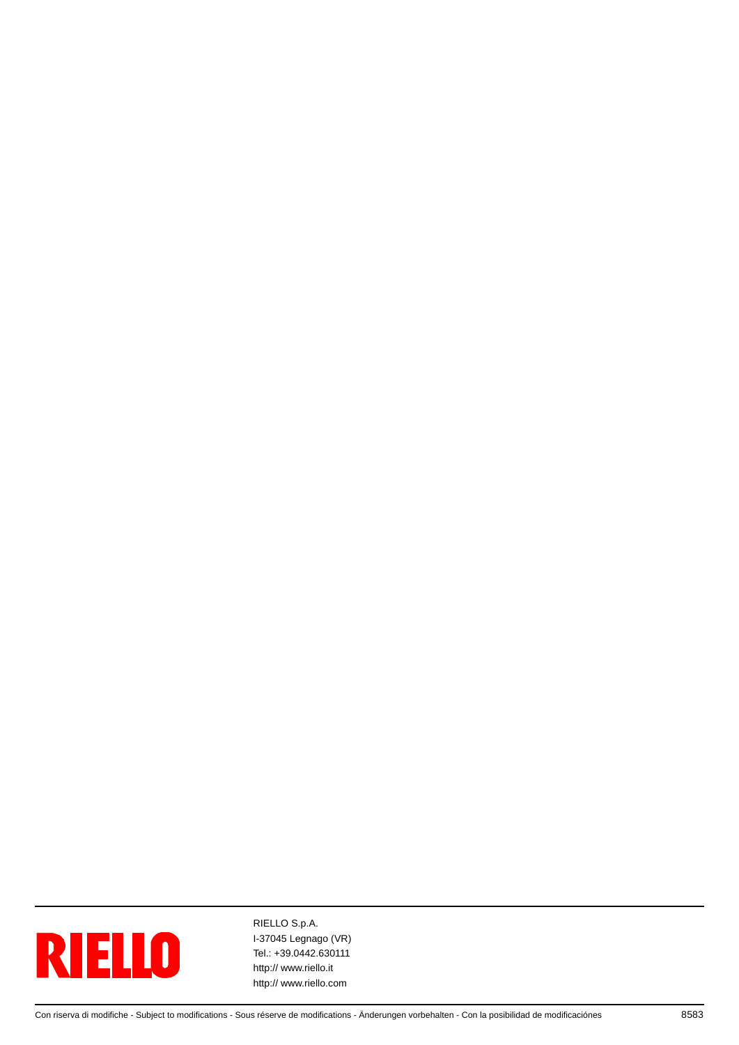RIELLO

RIELLO S.p.A.
I-37045 Legnago (VR)
Tel.: +39.0442.630111
http:// www.riello.it
http:// www.riello.com

Con riserva di modifiche - Subject to modifications - Sous réserve de modifications - Änderungen vorbehalten - Con la posibilidad de modificacióne

8583